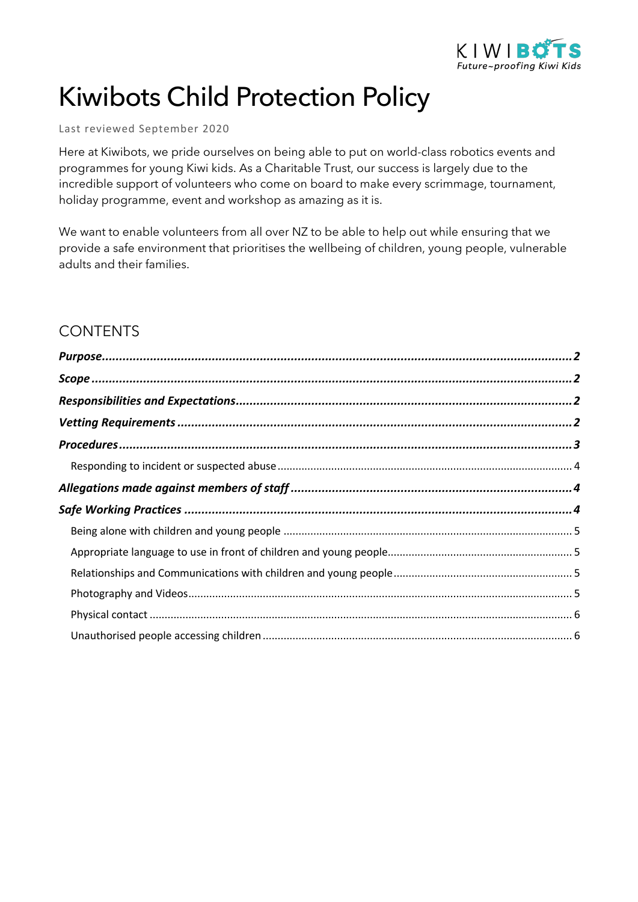# Kiwibots Child Protection Policy

Last reviewed September 2020

Here at Kiwibots, we pride ourselves on being able to put on world-class robotics events and programmes for young Kiwi kids. As a Charitable Trust, our success is largely due to the incredible support of volunteers who come on board to make every scrimmage, tournament, holiday programme, event and workshop as amazing as it is.

We want to enable volunteers from all over NZ to be able to help out while ensuring that we provide a safe environment that prioritises the wellbeing of children, young people, vulnerable adults and their families.

## CONTENTS

- ***Purpose*** ........ 2
- ***Scope*** ........ 2
- ***Responsibilities and Expectations*** ........ 2
- ***Vetting Requirements*** ........ 2
- ***Procedures*** ........ 3
  - Responding to incident or suspected abuse ........ 4
- ***Allegations made against members of staff*** ........ 4
- ***Safe Working Practices*** ........ 4
  - Being alone with children and young people ........ 5
  - Appropriate language to use in front of children and young people ........ 5
  - Relationships and Communications with children and young people ........ 5
  - Photography and Videos ........ 5
  - Physical contact ........ 6
  - Unauthorised people accessing children ........ 6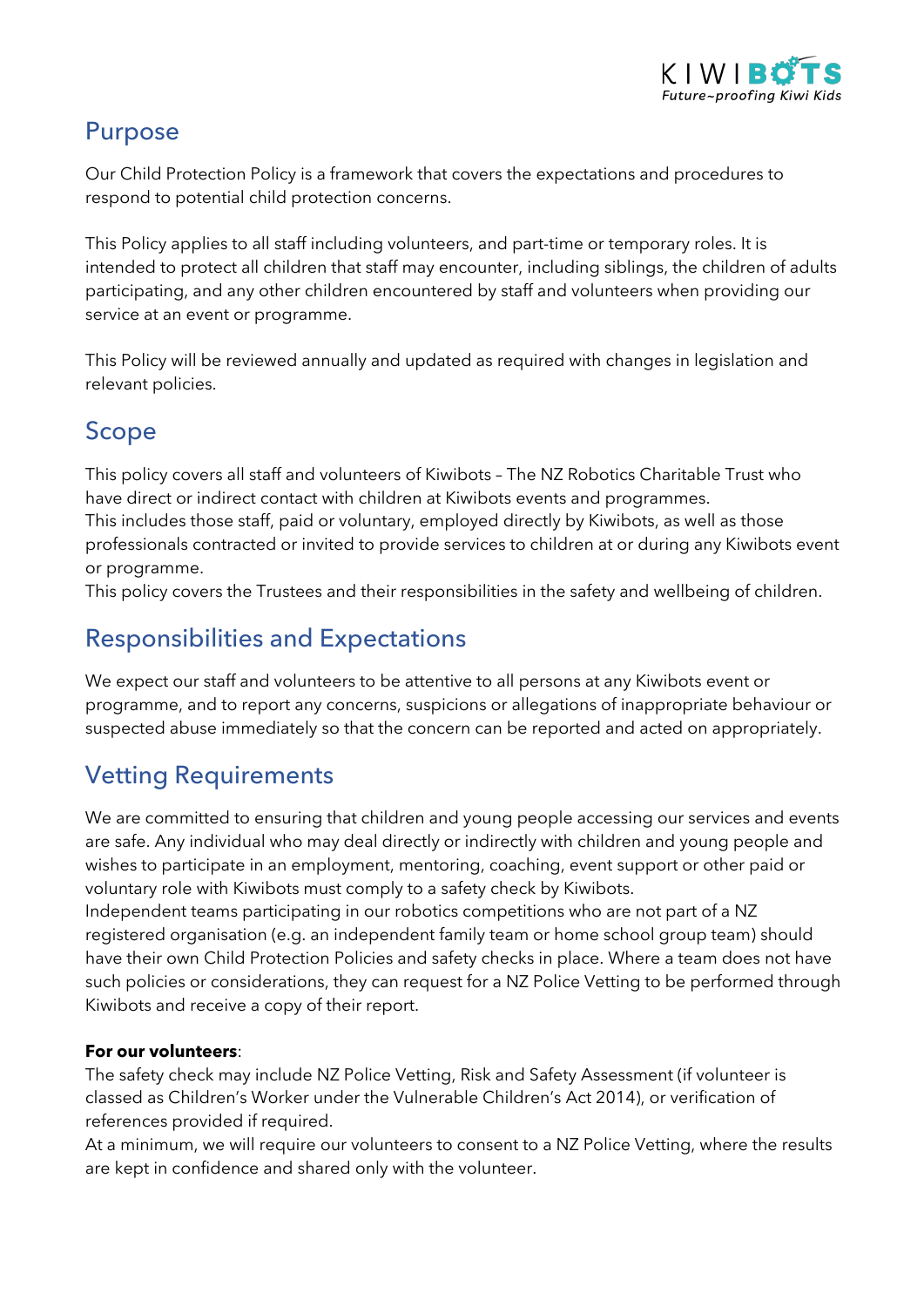## Purpose

Our Child Protection Policy is a framework that covers the expectations and procedures to respond to potential child protection concerns.

This Policy applies to all staff including volunteers, and part-time or temporary roles. It is intended to protect all children that staff may encounter, including siblings, the children of adults participating, and any other children encountered by staff and volunteers when providing our service at an event or programme.

This Policy will be reviewed annually and updated as required with changes in legislation and relevant policies.

## Scope

This policy covers all staff and volunteers of Kiwibots – The NZ Robotics Charitable Trust who have direct or indirect contact with children at Kiwibots events and programmes.
This includes those staff, paid or voluntary, employed directly by Kiwibots, as well as those professionals contracted or invited to provide services to children at or during any Kiwibots event or programme.
This policy covers the Trustees and their responsibilities in the safety and wellbeing of children.

## Responsibilities and Expectations

We expect our staff and volunteers to be attentive to all persons at any Kiwibots event or programme, and to report any concerns, suspicions or allegations of inappropriate behaviour or suspected abuse immediately so that the concern can be reported and acted on appropriately.

## Vetting Requirements

We are committed to ensuring that children and young people accessing our services and events are safe. Any individual who may deal directly or indirectly with children and young people and wishes to participate in an employment, mentoring, coaching, event support or other paid or voluntary role with Kiwibots must comply to a safety check by Kiwibots.
Independent teams participating in our robotics competitions who are not part of a NZ registered organisation (e.g. an independent family team or home school group team) should have their own Child Protection Policies and safety checks in place. Where a team does not have such policies or considerations, they can request for a NZ Police Vetting to be performed through Kiwibots and receive a copy of their report.

**For our volunteers**:
The safety check may include NZ Police Vetting, Risk and Safety Assessment (if volunteer is classed as Children's Worker under the Vulnerable Children's Act 2014), or verification of references provided if required.
At a minimum, we will require our volunteers to consent to a NZ Police Vetting, where the results are kept in confidence and shared only with the volunteer.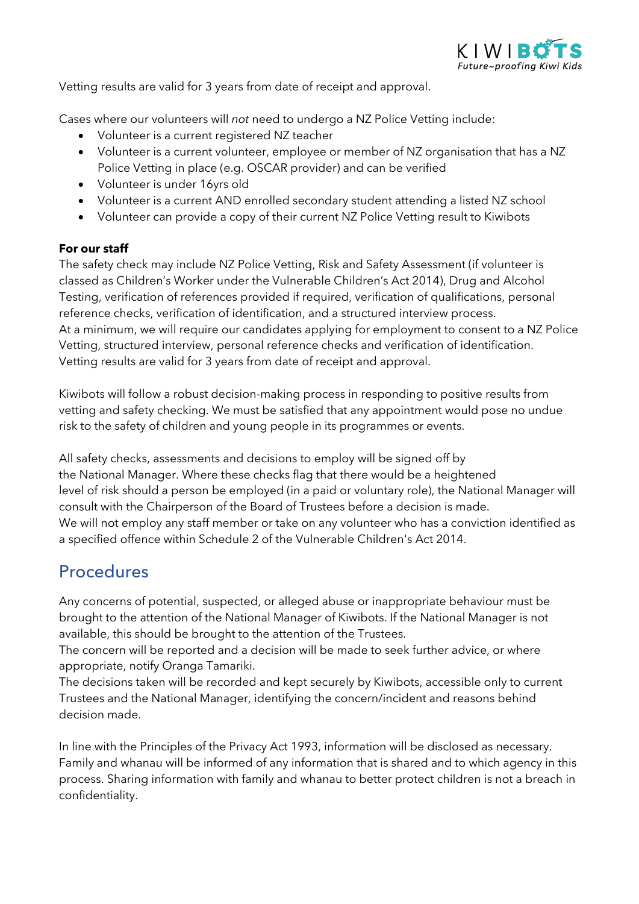Vetting results are valid for 3 years from date of receipt and approval.

Cases where our volunteers will *not* need to undergo a NZ Police Vetting include:

- Volunteer is a current registered NZ teacher
- Volunteer is a current volunteer, employee or member of NZ organisation that has a NZ Police Vetting in place (e.g. OSCAR provider) and can be verified
- Volunteer is under 16yrs old
- Volunteer is a current AND enrolled secondary student attending a listed NZ school
- Volunteer can provide a copy of their current NZ Police Vetting result to Kiwibots

**For our staff**

The safety check may include NZ Police Vetting, Risk and Safety Assessment (if volunteer is classed as Children's Worker under the Vulnerable Children's Act 2014), Drug and Alcohol Testing, verification of references provided if required, verification of qualifications, personal reference checks, verification of identification, and a structured interview process.
At a minimum, we will require our candidates applying for employment to consent to a NZ Police Vetting, structured interview, personal reference checks and verification of identification.
Vetting results are valid for 3 years from date of receipt and approval.

Kiwibots will follow a robust decision-making process in responding to positive results from vetting and safety checking. We must be satisfied that any appointment would pose no undue risk to the safety of children and young people in its programmes or events.

All safety checks, assessments and decisions to employ will be signed off by the National Manager. Where these checks flag that there would be a heightened level of risk should a person be employed (in a paid or voluntary role), the National Manager will consult with the Chairperson of the Board of Trustees before a decision is made.
We will not employ any staff member or take on any volunteer who has a conviction identified as a specified offence within Schedule 2 of the Vulnerable Children's Act 2014.

## Procedures

Any concerns of potential, suspected, or alleged abuse or inappropriate behaviour must be brought to the attention of the National Manager of Kiwibots. If the National Manager is not available, this should be brought to the attention of the Trustees.
The concern will be reported and a decision will be made to seek further advice, or where appropriate, notify Oranga Tamariki.
The decisions taken will be recorded and kept securely by Kiwibots, accessible only to current Trustees and the National Manager, identifying the concern/incident and reasons behind decision made.

In line with the Principles of the Privacy Act 1993, information will be disclosed as necessary. Family and whanau will be informed of any information that is shared and to which agency in this process. Sharing information with family and whanau to better protect children is not a breach in confidentiality.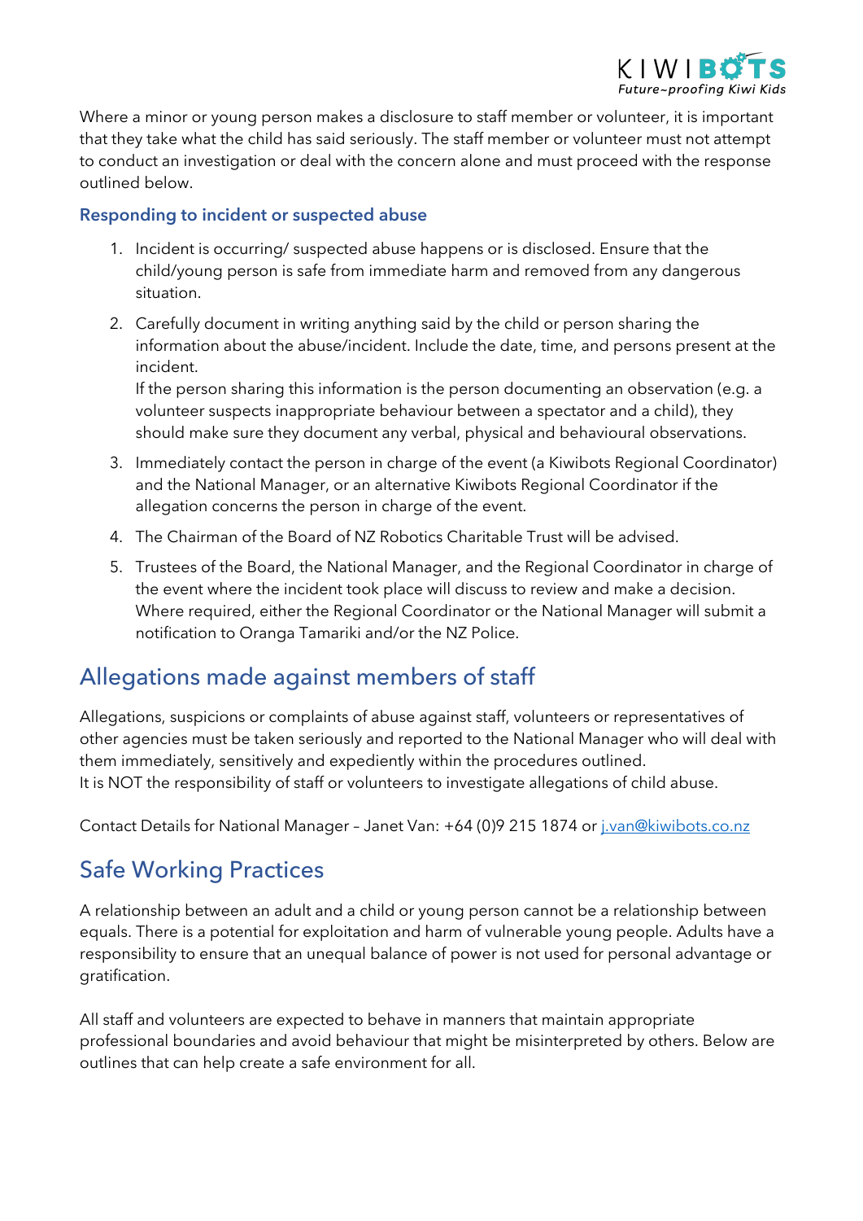Where a minor or young person makes a disclosure to staff member or volunteer, it is important that they take what the child has said seriously. The staff member or volunteer must not attempt to conduct an investigation or deal with the concern alone and must proceed with the response outlined below.

### Responding to incident or suspected abuse

1. Incident is occurring/ suspected abuse happens or is disclosed. Ensure that the child/young person is safe from immediate harm and removed from any dangerous situation.
2. Carefully document in writing anything said by the child or person sharing the information about the abuse/incident. Include the date, time, and persons present at the incident.
   If the person sharing this information is the person documenting an observation (e.g. a volunteer suspects inappropriate behaviour between a spectator and a child), they should make sure they document any verbal, physical and behavioural observations.
3. Immediately contact the person in charge of the event (a Kiwibots Regional Coordinator) and the National Manager, or an alternative Kiwibots Regional Coordinator if the allegation concerns the person in charge of the event.
4. The Chairman of the Board of NZ Robotics Charitable Trust will be advised.
5. Trustees of the Board, the National Manager, and the Regional Coordinator in charge of the event where the incident took place will discuss to review and make a decision. Where required, either the Regional Coordinator or the National Manager will submit a notification to Oranga Tamariki and/or the NZ Police.

## Allegations made against members of staff

Allegations, suspicions or complaints of abuse against staff, volunteers or representatives of other agencies must be taken seriously and reported to the National Manager who will deal with them immediately, sensitively and expediently within the procedures outlined.
It is NOT the responsibility of staff or volunteers to investigate allegations of child abuse.

Contact Details for National Manager – Janet Van: +64 (0)9 215 1874 or j.van@kiwibots.co.nz

## Safe Working Practices

A relationship between an adult and a child or young person cannot be a relationship between equals. There is a potential for exploitation and harm of vulnerable young people. Adults have a responsibility to ensure that an unequal balance of power is not used for personal advantage or gratification.

All staff and volunteers are expected to behave in manners that maintain appropriate professional boundaries and avoid behaviour that might be misinterpreted by others. Below are outlines that can help create a safe environment for all.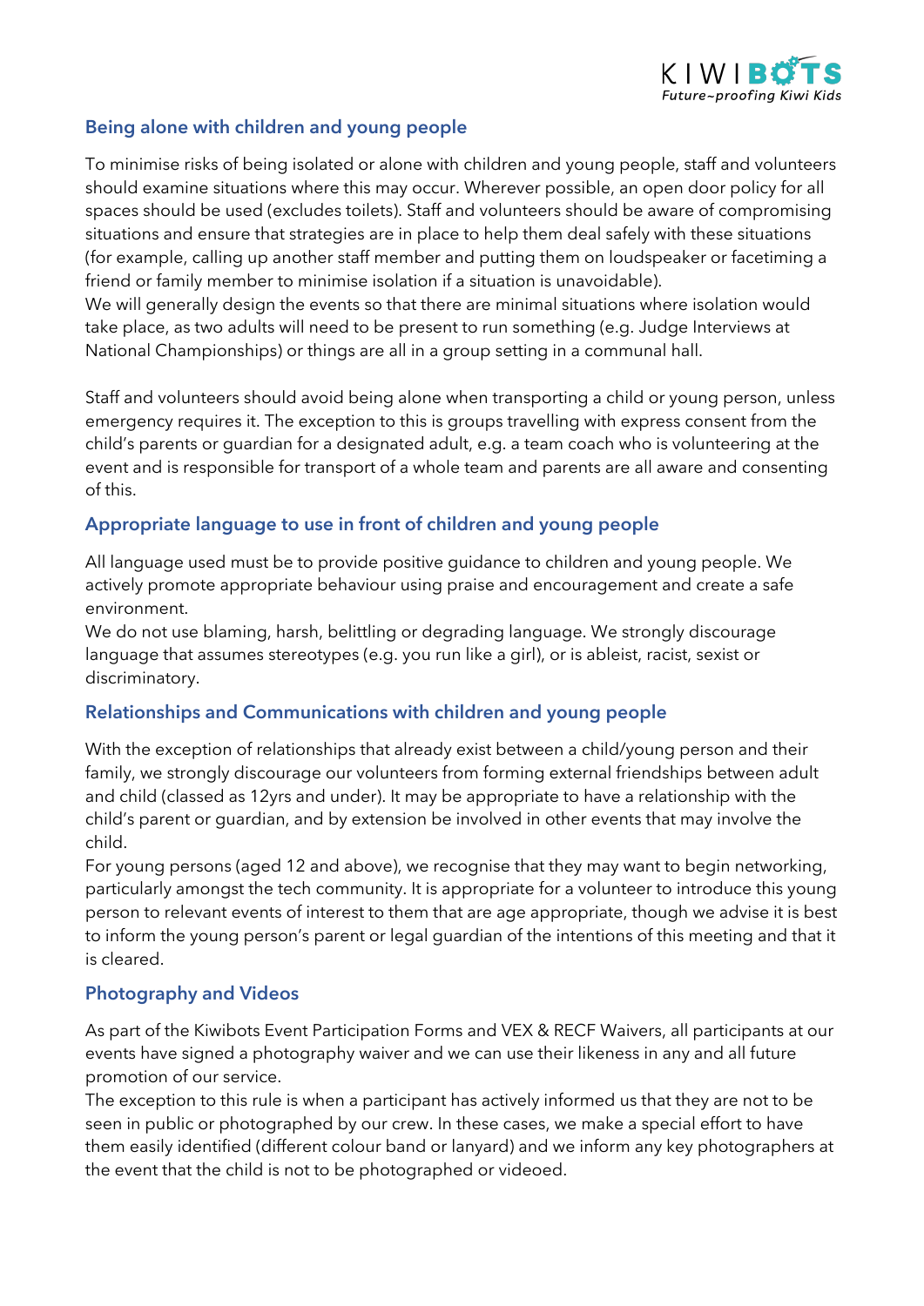## Being alone with children and young people

To minimise risks of being isolated or alone with children and young people, staff and volunteers should examine situations where this may occur. Wherever possible, an open door policy for all spaces should be used (excludes toilets). Staff and volunteers should be aware of compromising situations and ensure that strategies are in place to help them deal safely with these situations (for example, calling up another staff member and putting them on loudspeaker or facetiming a friend or family member to minimise isolation if a situation is unavoidable).
We will generally design the events so that there are minimal situations where isolation would take place, as two adults will need to be present to run something (e.g. Judge Interviews at National Championships) or things are all in a group setting in a communal hall.

Staff and volunteers should avoid being alone when transporting a child or young person, unless emergency requires it. The exception to this is groups travelling with express consent from the child's parents or guardian for a designated adult, e.g. a team coach who is volunteering at the event and is responsible for transport of a whole team and parents are all aware and consenting of this.

## Appropriate language to use in front of children and young people

All language used must be to provide positive guidance to children and young people. We actively promote appropriate behaviour using praise and encouragement and create a safe environment.
We do not use blaming, harsh, belittling or degrading language. We strongly discourage language that assumes stereotypes (e.g. you run like a girl), or is ableist, racist, sexist or discriminatory.

## Relationships and Communications with children and young people

With the exception of relationships that already exist between a child/young person and their family, we strongly discourage our volunteers from forming external friendships between adult and child (classed as 12yrs and under). It may be appropriate to have a relationship with the child's parent or guardian, and by extension be involved in other events that may involve the child.
For young persons (aged 12 and above), we recognise that they may want to begin networking, particularly amongst the tech community. It is appropriate for a volunteer to introduce this young person to relevant events of interest to them that are age appropriate, though we advise it is best to inform the young person's parent or legal guardian of the intentions of this meeting and that it is cleared.

## Photography and Videos

As part of the Kiwibots Event Participation Forms and VEX & RECF Waivers, all participants at our events have signed a photography waiver and we can use their likeness in any and all future promotion of our service.
The exception to this rule is when a participant has actively informed us that they are not to be seen in public or photographed by our crew. In these cases, we make a special effort to have them easily identified (different colour band or lanyard) and we inform any key photographers at the event that the child is not to be photographed or videoed.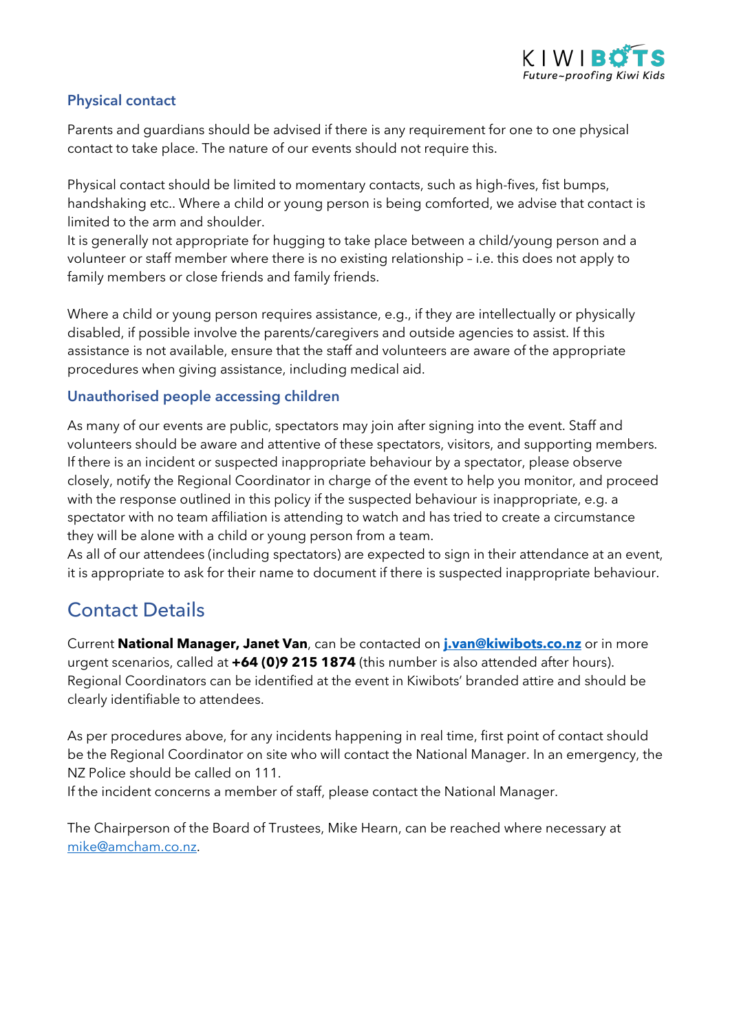### Physical contact

Parents and guardians should be advised if there is any requirement for one to one physical contact to take place. The nature of our events should not require this.

Physical contact should be limited to momentary contacts, such as high-fives, fist bumps, handshaking etc.. Where a child or young person is being comforted, we advise that contact is limited to the arm and shoulder.
It is generally not appropriate for hugging to take place between a child/young person and a volunteer or staff member where there is no existing relationship – i.e. this does not apply to family members or close friends and family friends.

Where a child or young person requires assistance, e.g., if they are intellectually or physically disabled, if possible involve the parents/caregivers and outside agencies to assist. If this assistance is not available, ensure that the staff and volunteers are aware of the appropriate procedures when giving assistance, including medical aid.

### Unauthorised people accessing children

As many of our events are public, spectators may join after signing into the event. Staff and volunteers should be aware and attentive of these spectators, visitors, and supporting members. If there is an incident or suspected inappropriate behaviour by a spectator, please observe closely, notify the Regional Coordinator in charge of the event to help you monitor, and proceed with the response outlined in this policy if the suspected behaviour is inappropriate, e.g. a spectator with no team affiliation is attending to watch and has tried to create a circumstance they will be alone with a child or young person from a team.
As all of our attendees (including spectators) are expected to sign in their attendance at an event, it is appropriate to ask for their name to document if there is suspected inappropriate behaviour.

## Contact Details

Current **National Manager, Janet Van**, can be contacted on **j.van@kiwibots.co.nz** or in more urgent scenarios, called at **+64 (0)9 215 1874** (this number is also attended after hours). Regional Coordinators can be identified at the event in Kiwibots' branded attire and should be clearly identifiable to attendees.

As per procedures above, for any incidents happening in real time, first point of contact should be the Regional Coordinator on site who will contact the National Manager. In an emergency, the NZ Police should be called on 111.
If the incident concerns a member of staff, please contact the National Manager.

The Chairperson of the Board of Trustees, Mike Hearn, can be reached where necessary at mike@amcham.co.nz.